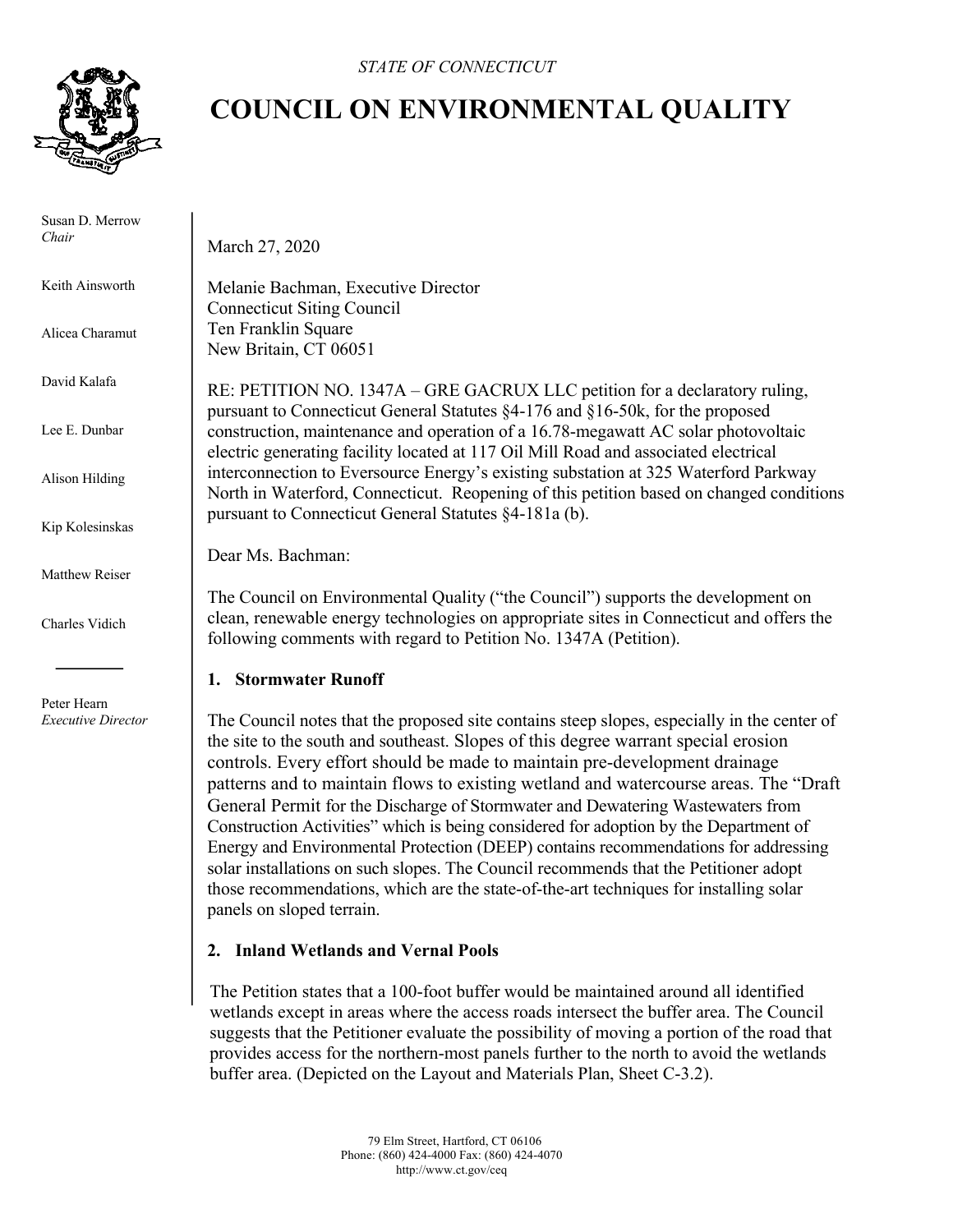*STATE OF CONNECTICUT*

# COUNCIL ON ENVIRONMENTAL QUALITY

Susan D. Merrow
*Chair*

Keith Ainsworth

Alicea Charamut

David Kalafa

Lee E. Dunbar

Alison Hilding

Kip Kolesinskas

Matthew Reiser

Charles Vidich

Peter Hearn
*Executive Director*

March 27, 2020

Melanie Bachman, Executive Director
Connecticut Siting Council
Ten Franklin Square
New Britain, CT 06051

RE: PETITION NO. 1347A – GRE GACRUX LLC petition for a declaratory ruling, pursuant to Connecticut General Statutes §4-176 and §16-50k, for the proposed construction, maintenance and operation of a 16.78-megawatt AC solar photovoltaic electric generating facility located at 117 Oil Mill Road and associated electrical interconnection to Eversource Energy's existing substation at 325 Waterford Parkway North in Waterford, Connecticut. Reopening of this petition based on changed conditions pursuant to Connecticut General Statutes §4-181a (b).

Dear Ms. Bachman:

The Council on Environmental Quality ("the Council") supports the development on clean, renewable energy technologies on appropriate sites in Connecticut and offers the following comments with regard to Petition No. 1347A (Petition).

## 1. Stormwater Runoff

The Council notes that the proposed site contains steep slopes, especially in the center of the site to the south and southeast. Slopes of this degree warrant special erosion controls. Every effort should be made to maintain pre-development drainage patterns and to maintain flows to existing wetland and watercourse areas. The "Draft General Permit for the Discharge of Stormwater and Dewatering Wastewaters from Construction Activities" which is being considered for adoption by the Department of Energy and Environmental Protection (DEEP) contains recommendations for addressing solar installations on such slopes. The Council recommends that the Petitioner adopt those recommendations, which are the state-of-the-art techniques for installing solar panels on sloped terrain.

## 2. Inland Wetlands and Vernal Pools

The Petition states that a 100-foot buffer would be maintained around all identified wetlands except in areas where the access roads intersect the buffer area. The Council suggests that the Petitioner evaluate the possibility of moving a portion of the road that provides access for the northern-most panels further to the north to avoid the wetlands buffer area. (Depicted on the Layout and Materials Plan, Sheet C-3.2).

79 Elm Street, Hartford, CT 06106
Phone: (860) 424-4000 Fax: (860) 424-4070
http://www.ct.gov/ceq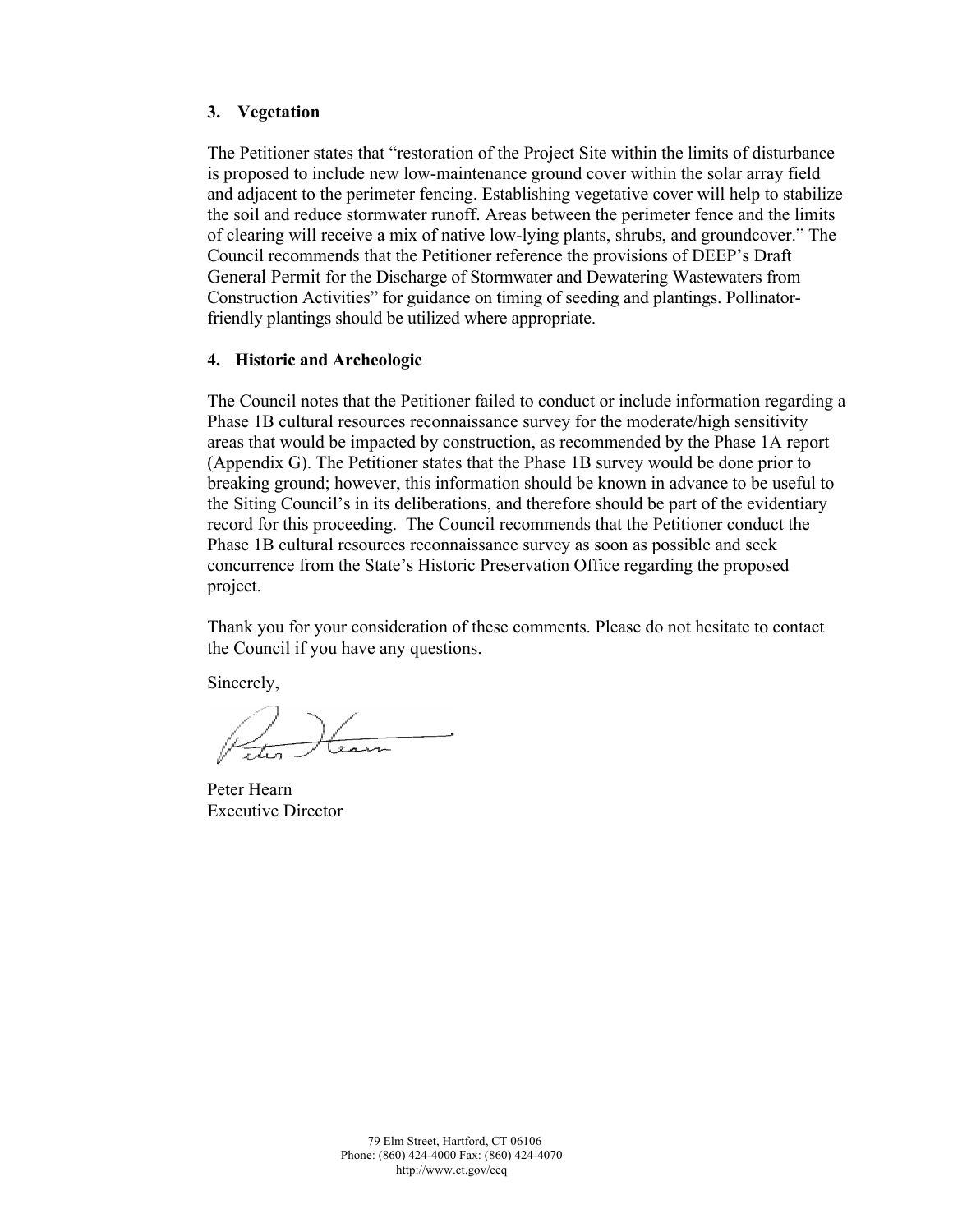### 3. Vegetation

The Petitioner states that "restoration of the Project Site within the limits of disturbance is proposed to include new low-maintenance ground cover within the solar array field and adjacent to the perimeter fencing. Establishing vegetative cover will help to stabilize the soil and reduce stormwater runoff. Areas between the perimeter fence and the limits of clearing will receive a mix of native low-lying plants, shrubs, and groundcover." The Council recommends that the Petitioner reference the provisions of DEEP's Draft General Permit for the Discharge of Stormwater and Dewatering Wastewaters from Construction Activities" for guidance on timing of seeding and plantings. Pollinator-friendly plantings should be utilized where appropriate.

### 4. Historic and Archeologic

The Council notes that the Petitioner failed to conduct or include information regarding a Phase 1B cultural resources reconnaissance survey for the moderate/high sensitivity areas that would be impacted by construction, as recommended by the Phase 1A report (Appendix G). The Petitioner states that the Phase 1B survey would be done prior to breaking ground; however, this information should be known in advance to be useful to the Siting Council's in its deliberations, and therefore should be part of the evidentiary record for this proceeding. The Council recommends that the Petitioner conduct the Phase 1B cultural resources reconnaissance survey as soon as possible and seek concurrence from the State's Historic Preservation Office regarding the proposed project.

Thank you for your consideration of these comments. Please do not hesitate to contact the Council if you have any questions.

Sincerely,

Peter Hearn
Executive Director

79 Elm Street, Hartford, CT 06106
Phone: (860) 424-4000 Fax: (860) 424-4070
http://www.ct.gov/ceq